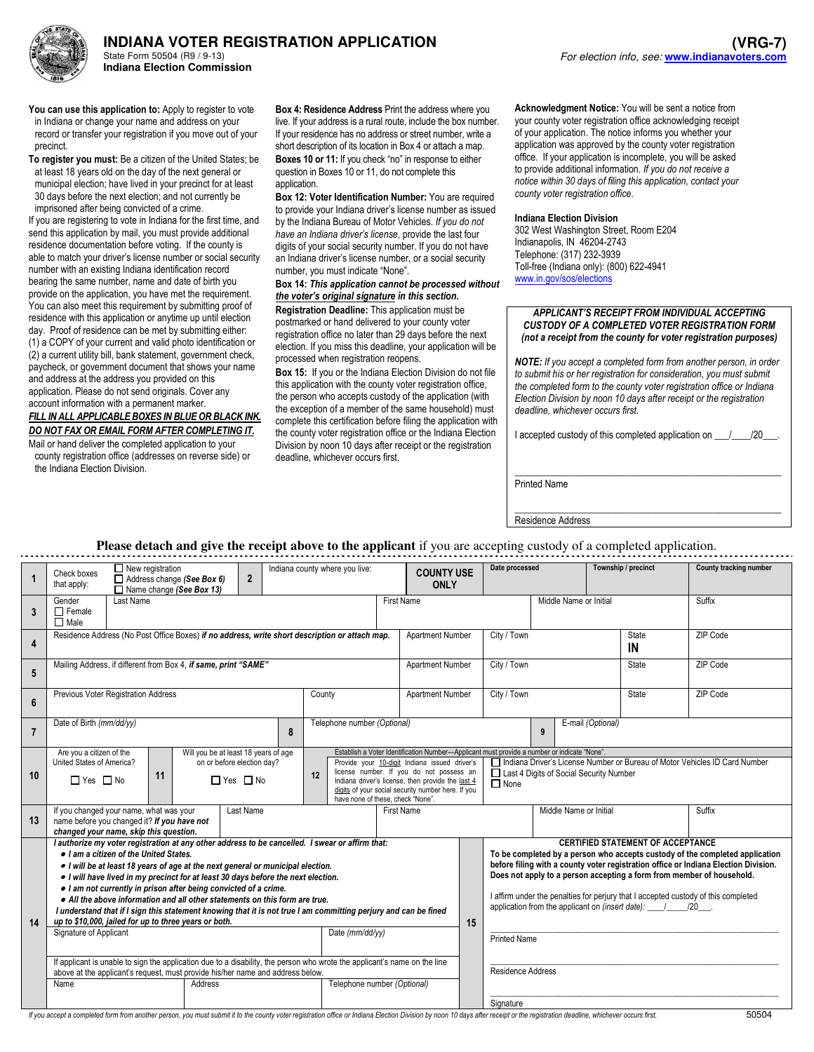# INDIANA VOTER REGISTRATION APPLICATION

State Form 50504 (R9 / 9-13)
**Indiana Election Commission**

**(VRG-7)**
*For election info, see:* **www.indianavoters.com**

**You can use this application to:** Apply to register to vote in Indiana or change your name and address on your record or transfer your registration if you move out of your precinct.

**To register you must:** Be a citizen of the United States; be at least 18 years old on the day of the next general or municipal election; have lived in your precinct for at least 30 days before the next election; and not currently be imprisoned after being convicted of a crime.

If you are registering to vote in Indiana for the first time, and send this application by mail, you must provide additional residence documentation before voting. If the county is able to match your driver's license number or social security number with an existing Indiana identification record bearing the same number, name and date of birth you provide on the application, you have met the requirement. You can also meet this requirement by submitting proof of residence with this application or anytime up until election day. Proof of residence can be met by submitting either: (1) a COPY of your current and valid photo identification or (2) a current utility bill, bank statement, government check, paycheck, or government document that shows your name and address at the address you provided on this application. Please do not send originals. Cover any account information with a permanent marker.

***FILL IN ALL APPLICABLE BOXES IN BLUE OR BLACK INK.***
***DO NOT FAX OR EMAIL FORM AFTER COMPLETING IT.***

Mail or hand deliver the completed application to your county registration office (addresses on reverse side) or the Indiana Election Division.

**Box 4: Residence Address** Print the address where you live. If your address is a rural route, include the box number. If your residence has no address or street number, write a short description of its location in Box 4 or attach a map.

**Boxes 10 or 11:** If you check "no" in response to either question in Boxes 10 or 11, do not complete this application.

**Box 12: Voter Identification Number:** You are required to provide your Indiana driver's license number as issued by the Indiana Bureau of Motor Vehicles. *If you do not have an Indiana driver's license*, provide the last four digits of your social security number. If you do not have an Indiana driver's license number, or a social security number, you must indicate "None".

**Box 14: *This application cannot be processed without the voter's original signature in this section.***

**Registration Deadline:** This application must be postmarked or hand delivered to your county voter registration office no later than 29 days before the next election. If you miss this deadline, your application will be processed when registration reopens.

**Box 15:** If you or the Indiana Election Division do not file this application with the county voter registration office, the person who accepts custody of the application (with the exception of a member of the same household) must complete this certification before filing the application with the county voter registration office or the Indiana Election Division by noon 10 days after receipt or the registration deadline, whichever occurs first.

**Acknowledgment Notice:** You will be sent a notice from your county voter registration office acknowledging receipt of your application. The notice informs you whether your application was approved by the county voter registration office. If your application is incomplete, you will be asked to provide additional information. *If you do not receive a notice within 30 days of filing this application, contact your county voter registration office.*

**Indiana Election Division**
302 West Washington Street, Room E204
Indianapolis, IN 46204-2743
Telephone: (317) 232-3939
Toll-free (Indiana only): (800) 622-4941
www.in.gov/sos/elections

***APPLICANT'S RECEIPT FROM INDIVIDUAL ACCEPTING CUSTODY OF A COMPLETED VOTER REGISTRATION FORM (not a receipt from the county for voter registration purposes)***

***NOTE:*** *If you accept a completed form from another person, in order to submit his or her registration for consideration, you must submit the completed form to the county voter registration office or Indiana Election Division by noon 10 days after receipt or the registration deadline, whichever occurs first.*

I accepted custody of this completed application on ___/____/20___.

______________________________
Printed Name

______________________________
Residence Address

**Please detach and give the receipt above to the applicant** if you are accepting custody of a completed application.

| | | | | | |
|---|---|---|---|---|---|
| **1** | Check boxes that apply: ☐ New registration ☐ Address change *(See Box 6)* ☐ Name change *(See Box 13)* | **2** Indiana county where you live: | **COUNTY USE ONLY** | Date processed | Township / precinct | County tracking number |
| **3** | Gender ☐ Female ☐ Male | Last Name | First Name | Middle Name or Initial | Suffix |
| **4** | Residence Address (No Post Office Boxes) ***if no address, write short description or attach map.*** | Apartment Number | City / Town | State **IN** | ZIP Code |
| **5** | Mailing Address, if different from Box 4, ***if same, print "SAME"*** | Apartment Number | City / Town | State | ZIP Code |
| **6** | Previous Voter Registration Address | County | Apartment Number | City / Town | State | ZIP Code |
| **7** | Date of Birth *(mm/dd/yy)* | **8** Telephone number *(Optional)* | **9** E-mail *(Optional)* | | |
| **10** | Are you a citizen of the United States of America? ☐ Yes ☐ No | **11** Will you be at least 18 years of age on or before election day? ☐ Yes ☐ No | **12** Establish a Voter Identification Number—Applicant must provide a number or indicate "None". Provide your 10-digit Indiana issued driver's license number. If you do not possess an Indiana driver's license, then provide the last 4 digits of your social security number here. If you have none of these, check "None". | ☐ Indiana Driver's License Number or Bureau of Motor Vehicles ID Card Number ☐ Last 4 Digits of Social Security Number ☐ None | |
| **13** | If you changed your name, what was your name before you changed it? ***If you have not changed your name, skip this question.*** | Last Name | First Name | Middle Name or Initial | Suffix |

**14**

***I authorize my voter registration at any other address to be cancelled. I swear or affirm that:***

- ***I am a citizen of the United States.***
- ***I will be at least 18 years of age at the next general or municipal election.***
- ***I will have lived in my precinct for at least 30 days before the next election.***
- ***I am not currently in prison after being convicted of a crime.***
- ***All the above information and all other statements on this form are true.***

***I understand that if I sign this statement knowing that it is not true I am committing perjury and can be fined up to $10,000, jailed for up to three years or both.***

Signature of Applicant | Date (mm/dd/yy)

If applicant is unable to sign the application due to a disability, the person who wrote the applicant's name on the line above at the applicant's request, must provide his/her name and address below.

Name | Address | Telephone number *(Optional)*

**15**

**CERTIFIED STATEMENT OF ACCEPTANCE**

**To be completed by a person who accepts custody of the completed application before filing with a county voter registration office or Indiana Election Division. Does not apply to a person accepting a form from member of household.**

I affirm under the penalties for perjury that I accepted custody of this completed application from the applicant on *(insert date)*: ____/_____/20___.

______________________________
Printed Name

______________________________
Residence Address

______________________________
Signature

*If you accept a completed form from another person, you must submit it to the county voter registration office or Indiana Election Division by noon 10 days after receipt or the registration deadline, whichever occurs first.*

50504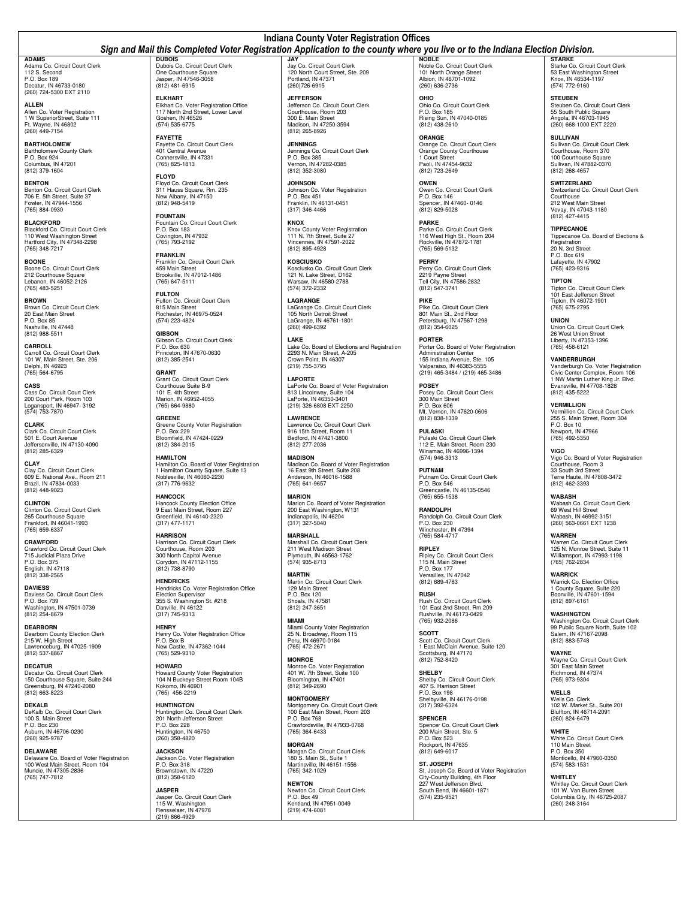# Indiana County Voter Registration Offices

***Sign and Mail this Completed Voter Registration Application to the county where you live or to the Indiana Election Division.***

**ADAMS**
Adams Co. Circuit Court Clerk
112 S. Second
P.O. Box 189
Decatur, IN 46733-0180
(260) 724-5300 EXT 2110

**ALLEN**
Allen Co. Voter Registration
1 W SuperiorStreet, Suite 111
Ft. Wayne, IN 46802
(260) 449-7154

**BARTHOLOMEW**
Bartholomew County Clerk
P.O. Box 924
Columbus, IN 47201
(812) 379-1604

**BENTON**
Benton Co. Circuit Court Clerk
706 E. 5th Street, Suite 37
Fowler, IN 47944-1556
(765) 884-0930

**BLACKFORD**
Blackford Co. Circuit Court Clerk
110 West Washington Street
Hartford City, IN 47348-2298
(765) 348-7217

**BOONE**
Boone Co. Circuit Court Clerk
212 Courthouse Square
Lebanon, IN 46052-2126
(765) 483-5251

**BROWN**
Brown Co. Circuit Court Clerk
20 East Main Street
P.O. Box 85
Nashville, IN 47448
(812) 988-5511

**CARROLL**
Carroll Co. Circuit Court Clerk
101 W. Main Street, Ste. 206
Delphi, IN 46923
(765) 564-6795

**CASS**
Cass Co. Circuit Court Clerk
200 Court Park, Room 103
Logansport, IN 46947- 3192
(574) 753-7870

**CLARK**
Clark Co. Circuit Court Clerk
501 E. Court Avenue
Jeffersonville, IN 47130-4090
(812) 285-6329

**CLAY**
Clay Co. Circuit Court Clerk
609 E. National Ave., Room 211
Brazil, IN 47834-0033
(812) 448-9023

**CLINTON**
Clinton Co. Circuit Court Clerk
265 Courthouse Square
Frankfort, IN 46041-1993
(765) 659-6337

**CRAWFORD**
Crawford Co. Circuit Court Clerk
715 Judicial Plaza Drive
P.O. Box 375
English, IN 47118
(812) 338-2565

**DAVIESS**
Daviess Co. Circuit Court Clerk
P.O. Box 739
Washington, IN 47501-0739
(812) 254-8679

**DEARBORN**
Dearborn County Election Clerk
215 W. High Street
Lawrenceburg, IN 47025-1909
(812) 537-8867

**DECATUR**
Decatur Co. Circuit Court Clerk
150 Courthouse Square, Suite 244
Greensburg, IN 47240-2080
(812) 663-8223

**DEKALB**
DeKalb Co. Circuit Court Clerk
100 S. Main Street
P.O. Box 230
Auburn, IN 46706-0230
(260) 925-9787

**DELAWARE**
Delaware Co. Board of Voter Registration
100 West Main Street, Room 104
Muncie, IN 47305-2836
(765) 747-7812

**DUBOIS**
Dubois Co. Circuit Court Clerk
One Courthouse Square
Jasper, IN 47546-3058
(812) 481-6915

**ELKHART**
Elkhart Co. Voter Registration Office
117 North 2nd Street, Lower Level
Goshen, IN 46526
(574) 535-6775

**FAYETTE**
Fayette Co. Circuit Court Clerk
401 Central Avenue
Connersville, IN 47331
(765) 825-1813

**FLOYD**
Floyd Co. Circuit Court Clerk
311 Hauss Square, Rm. 235
New Albany, IN 47150
(812) 948-5419

**FOUNTAIN**
Fountain Co. Circuit Court Clerk
P.O. Box 183
Covington, IN 47932
(765) 793-2192

**FRANKLIN**
Franklin Co. Circuit Court Clerk
459 Main Street
Brookville, IN 47012-1486
(765) 647-5111

**FULTON**
Fulton Co. Circuit Court Clerk
815 Main Street
Rochester, IN 46975-0524
(574) 223-4824

**GIBSON**
Gibson Co. Circuit Court Clerk
P.O. Box 630
Princeton, IN 47670-0630
(812) 385-2541

**GRANT**
Grant Co. Circuit Court Clerk
Courthouse Suite B-9
101 E. 4th Street
Marion, IN 46952-4055
(765) 664-9880

**GREENE**
Greene County Voter Registration
P.O. Box 229
Bloomfield, IN 47424-0229
(812) 384-2015

**HAMILTON**
Hamilton Co. Board of Voter Registration
1 Hamilton County Square, Suite 13
Noblesville, IN 46060-2230
(317) 776-9632

**HANCOCK**
Hancock County Election Office
9 East Main Street, Room 227
Greenfield, IN 46140-2320
(317) 477-1171

**HARRISON**
Harrison Co. Circuit Court Clerk
Courthouse, Room 203
300 North Capitol Avenue
Corydon, IN 47112-1155
(812) 738-8790

**HENDRICKS**
Hendricks Co. Voter Registration Office
Election Supervisor
355 S. Washington St. #218
Danville, IN 46122
(317) 745-9313

**HENRY**
Henry Co. Voter Registration Office
P.O. Box B
New Castle, IN 47362-1044
(765) 529-9310

**HOWARD**
Howard County Voter Registration
104 N Buckeye Street Room 104B
Kokomo, IN 46901
(765) 456-2219

**HUNTINGTON**
Huntington Co. Circuit Court Clerk
201 North Jefferson Street
P.O. Box 228
Huntington, IN 46750
(260) 358-4820

**JACKSON**
Jackson Co. Voter Registration
P.O. Box 318
Brownstown, IN 47220
(812) 358-6120

**JASPER**
Jasper Co. Circuit Court Clerk
115 W. Washington
Rensselaer, IN 47978
(219) 866-4929

**JAY**
Jay Co. Circuit Court Clerk
120 North Court Street, Ste. 209
Portland, IN 47371
(260)726-6915

**JEFFERSON**
Jefferson Co. Circuit Court Clerk
Courthouse, Room 203
300 E. Main Street
Madison, IN 47250-3594
(812) 265-8926

**JENNINGS**
Jennings Co. Circuit Court Clerk
P.O. Box 385
Vernon, IN 47282-0385
(812) 352-3080

**JOHNSON**
Johnson Co. Voter Registration
P.O. Box 451
Franklin, IN 46131-0451
(317) 346-4466

**KNOX**
Knox County Voter Registration
111 N. 7th Street, Suite 27
Vincennes, IN 47591-2022
(812) 895-4928

**KOSCIUSKO**
Kosciusko Co. Circuit Court Clerk
121 N. Lake Street, D162
Warsaw, IN 46580-2788
(574) 372-2332

**LAGRANGE**
LaGrange Co. Circuit Court Clerk
105 North Detroit Street
LaGrange, IN 46761-1801
(260) 499-6392

**LAKE**
Lake Co. Board of Elections and Registration
2293 N. Main Street, A-205
Crown Point, IN 46307
(219) 755-3795

**LAPORTE**
LaPorte Co. Board of Voter Registration
813 Lincolnway, Suite 104
LaPorte, IN 46350-3401
(219) 326-6808 EXT 2250

**LAWRENCE**
Lawrence Co. Circuit Court Clerk
916 15th Street, Room 11
Bedford, IN 47421-3800
(812) 277-2036

**MADISON**
Madison Co. Board of Voter Registration
16 East 9th Street, Suite 208
Anderson, IN 46016-1588
(765) 641-9657

**MARION**
Marion Co. Board of Voter Registration
200 East Washington, W131
Indianapolis, IN 46204
(317) 327-5040

**MARSHALL**
Marshall Co. Circuit Court Clerk
211 West Madison Street
Plymouth, IN 46563-1762
(574) 935-8713

**MARTIN**
Martin Co. Circuit Court Clerk
129 Main Street
P.O. Box 120
Shoals, IN 47581
(812) 247-3651

**MIAMI**
Miami County Voter Registration
25 N. Broadway, Room 115
Peru, IN 46970-0184
(765) 472-2671

**MONROE**
Monroe Co. Voter Registration
401 W. 7th Street, Suite 100
Bloomington, IN 47401
(812) 349-2690

**MONTGOMERY**
Montgomery Co. Circuit Court Clerk
100 East Main Street, Room 203
P.O. Box 768
Crawfordsville, IN 47933-0768
(765) 364-6433

**MORGAN**
Morgan Co. Circuit Court Clerk
180 S. Main St., Suite 1
Martinsville, IN 46151-1556
(765) 342-1029

**NEWTON**
Newton Co. Circuit Court Clerk
P.O. Box 49
Kentland, IN 47951-0049
(219) 474-6081

**NOBLE**
Noble Co. Circuit Court Clerk
101 North Orange Street
Albion, IN 46701-1092
(260) 636-2736

**OHIO**
Ohio Co. Circuit Court Clerk
P.O. Box 185
Rising Sun, IN 47040-0185
(812) 438-2610

**ORANGE**
Orange Co. Circuit Court Clerk
Orange County Courthouse
1 Court Street
Paoli, IN 47454-9632
(812) 723-2649

**OWEN**
Owen Co. Circuit Court Clerk
P.O. Box 146
Spencer, IN 47460- 0146
(812) 829-5028

**PARKE**
Parke Co. Circuit Court Clerk
116 West High St., Room 204
Rockville, IN 47872-1781
(765) 569-5132

**PERRY**
Perry Co. Circuit Court Clerk
2219 Payne Street
Tell City, IN 47586-2832
(812) 547-3741

**PIKE**
Pike Co. Circuit Court Clerk
801 Main St., 2nd Floor
Petersburg, IN 47567-1298
(812) 354-6025

**PORTER**
Porter Co. Board of Voter Registration
Administration Center
155 Indiana Avenue, Ste. 105
Valparaiso, IN 46383-5555
(219) 465-3484 / (219) 465-3486

**POSEY**
Posey Co. Circuit Court Clerk
300 Main Street
P.O. Box 606
Mt. Vernon, IN 47620-0606
(812) 838-1339

**PULASKI**
Pulaski Co. Circuit Court Clerk
112 E. Main Street, Room 230
Winamac, IN 46996-1394
(574) 946-3313

**PUTNAM**
Putnam Co. Circuit Court Clerk
P.O. Box 546
Greencastle, IN 46135-0546
(765) 655-1538

**RANDOLPH**
Randolph Co. Circuit Court Clerk
P.O. Box 230
Winchester, IN 47394
(765) 584-4717

**RIPLEY**
Ripley Co. Circuit Court Clerk
115 N. Main Street
P.O. Box 177
Versailles, IN 47042
(812) 689-4783

**RUSH**
Rush Co. Circuit Court Clerk
101 East 2nd Street, Rm 209
Rushville, IN 46173-0429
(765) 932-2086

**SCOTT**
Scott Co. Circuit Court Clerk
1 East McClain Avenue, Suite 120
Scottsburg, IN 47170
(812) 752-8420

**SHELBY**
Shelby Co. Circuit Court Clerk
407 S. Harrison Street
P.O. Box 198
Shelbyville, IN 46176-0198
(317) 392-6324

**SPENCER**
Spencer Co. Circuit Court Clerk
200 Main Street, Ste. 5
P.O. Box 523
Rockport, IN 47635
(812) 649-6017

**ST. JOSEPH**
St. Joseph Co. Board of Voter Registration
City-County Building, 4th Floor
227 West Jefferson Blvd.
South Bend, IN 46601-1871
(574) 235-9521

**STARKE**
Starke Co. Circuit Court Clerk
53 East Washington Street
Knox, IN 46534-1197
(574) 772-9160

**STEUBEN**
Steuben Co. Circuit Court Clerk
55 South Public Square
Angola, IN 46703-1945
(260) 668-1000 EXT 2220

**SULLIVAN**
Sullivan Co. Circuit Court Clerk
Courthouse, Room 370
100 Courthouse Square
Sullivan, IN 47882-0370
(812) 268-4657

**SWITZERLAND**
Switzerland Co. Circuit Court Clerk
Courthouse
212 West Main Street
Vevay, IN 47043-1180
(812) 427-4415

**TIPPECANOE**
Tippecanoe Co. Board of Elections & Registration
20 N. 3rd Street
P.O. Box 619
Lafayette, IN 47902
(765) 423-9316

**TIPTON**
Tipton Co. Circuit Court Clerk
101 East Jefferson Street
Tipton, IN 46072-1901
(765) 675-2795

**UNION**
Union Co. Circuit Court Clerk
26 West Union Street
Liberty, IN 47353-1396
(765) 458-6121

**VANDERBURGH**
Vanderburgh Co. Voter Registration
Civic Center Complex, Room 106
1 NW Martin Luther King Jr. Blvd.
Evansville, IN 47708-1828
(812) 435-5222

**VERMILLION**
Vermillion Co. Circuit Court Clerk
255 S. Main Street, Room 304
P.O. Box 10
Newport, IN 47966
(765) 492-5350

**VIGO**
Vigo Co. Board of Voter Registration
Courthouse, Room 3
33 South 3rd Street
Terre Haute, IN 47808-3472
(812) 462-3393

**WABASH**
Wabash Co. Circuit Court Clerk
69 West Hill Street
Wabash, IN 46992-3151
(260) 563-0661 EXT 1238

**WARREN**
Warren Co. Circuit Court Clerk
125 N. Monroe Street, Suite 11
Williamsport, IN 47993-1198
(765) 762-2834

**WARRICK**
Warrick Co. Election Office
1 County Square, Suite 220
Boonville, IN 47601-1594
(812) 897-6161

**WASHINGTON**
Washington Co. Circuit Court Clerk
99 Public Square North, Suite 102
Salem, IN 47167-2098
(812) 883-5748

**WAYNE**
Wayne Co. Circuit Court Clerk
301 East Main Street
Richmond, IN 47374
(765) 973-9304

**WELLS**
Wells Co. Clerk
102 W. Market St., Suite 201
Bluffton, IN 46714-2091
(260) 824-6479

**WHITE**
White Co. Circuit Court Clerk
110 Main Street
P.O. Box 350
Monticello, IN 47960-0350
(574) 583-1531

**WHITLEY**
Whitley Co. Circuit Court Clerk
101 W. Van Buren Street
Columbia City, IN 46725-2087
(260) 248-3164